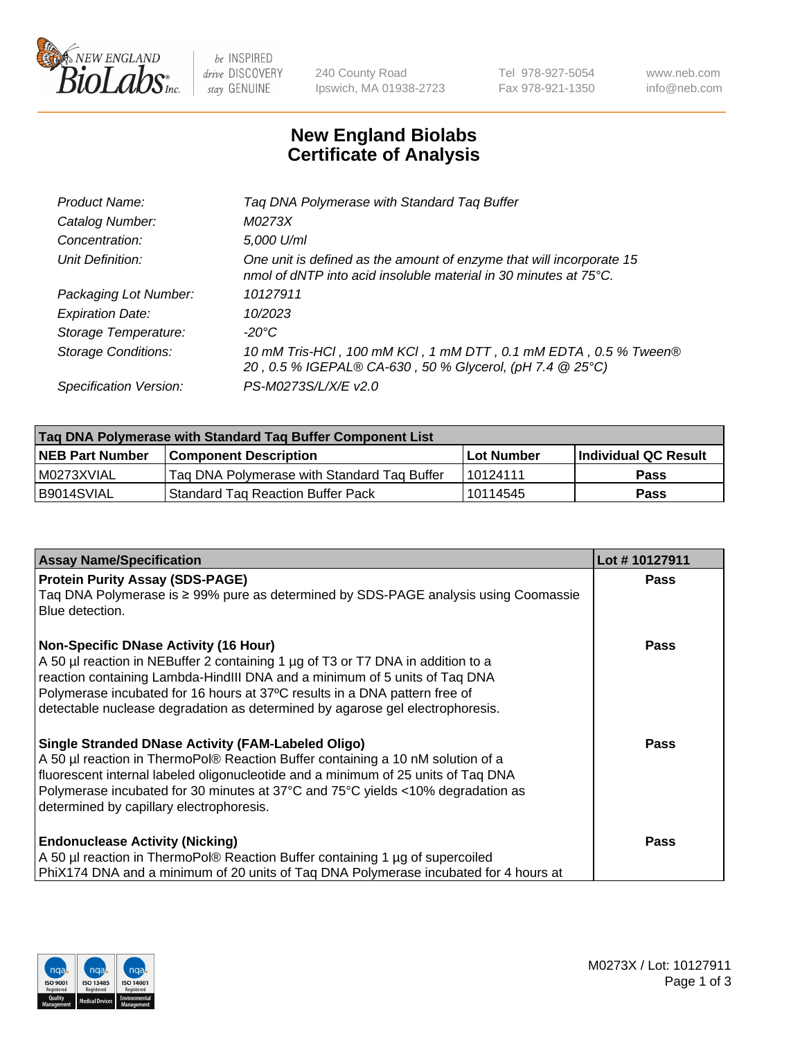# New England Biolabs Certificate of Analysis

| | |
|---|---|
| Product Name: | Taq DNA Polymerase with Standard Taq Buffer |
| Catalog Number: | M0273X |
| Concentration: | 5,000 U/ml |
| Unit Definition: | One unit is defined as the amount of enzyme that will incorporate 15 nmol of dNTP into acid insoluble material in 30 minutes at 75°C. |
| Packaging Lot Number: | 10127911 |
| Expiration Date: | 10/2023 |
| Storage Temperature: | -20°C |
| Storage Conditions: | 10 mM Tris-HCl , 100 mM KCl , 1 mM DTT , 0.1 mM EDTA , 0.5 % Tween® 20 , 0.5 % IGEPAL® CA-630 , 50 % Glycerol, (pH 7.4 @ 25°C) |
| Specification Version: | PS-M0273S/L/X/E v2.0 |

| Taq DNA Polymerase with Standard Taq Buffer Component List | | | |
|---|---|---|---|
| **NEB Part Number** | **Component Description** | **Lot Number** | **Individual QC Result** |
| M0273XVIAL | Taq DNA Polymerase with Standard Taq Buffer | 10124111 | Pass |
| B9014SVIAL | Standard Taq Reaction Buffer Pack | 10114545 | Pass |

| Assay Name/Specification | Lot # 10127911 |
|---|---|
| **Protein Purity Assay (SDS-PAGE)**<br>Taq DNA Polymerase is ≥ 99% pure as determined by SDS-PAGE analysis using Coomassie Blue detection. | Pass |
| **Non-Specific DNase Activity (16 Hour)**<br>A 50 µl reaction in NEBuffer 2 containing 1 µg of T3 or T7 DNA in addition to a reaction containing Lambda-HindIII DNA and a minimum of 5 units of Taq DNA Polymerase incubated for 16 hours at 37ºC results in a DNA pattern free of detectable nuclease degradation as determined by agarose gel electrophoresis. | Pass |
| **Single Stranded DNase Activity (FAM-Labeled Oligo)**<br>A 50 µl reaction in ThermoPol® Reaction Buffer containing a 10 nM solution of a fluorescent internal labeled oligonucleotide and a minimum of 25 units of Taq DNA Polymerase incubated for 30 minutes at 37°C and 75°C yields <10% degradation as determined by capillary electrophoresis. | Pass |
| **Endonuclease Activity (Nicking)**<br>A 50 µl reaction in ThermoPol® Reaction Buffer containing 1 µg of supercoiled PhiX174 DNA and a minimum of 20 units of Taq DNA Polymerase incubated for 4 hours at | Pass |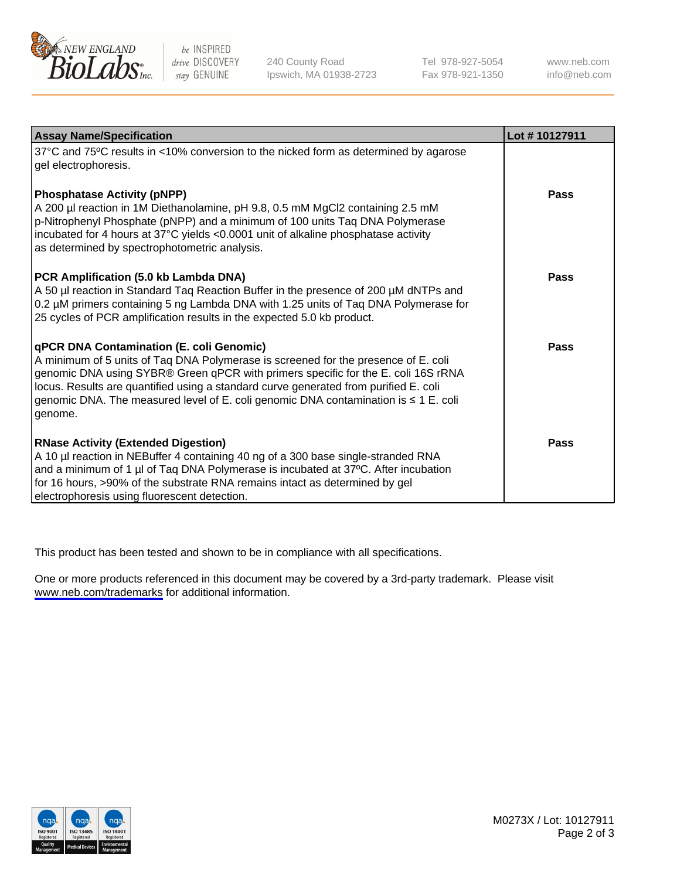| Assay Name/Specification | Lot # 10127911 |
|---|---|
| 37°C and 75ºC results in <10% conversion to the nicked form as determined by agarose gel electrophoresis. | |
| **Phosphatase Activity (pNPP)**<br>A 200 µl reaction in 1M Diethanolamine, pH 9.8, 0.5 mM $MgCl_2$ containing 2.5 mM p-Nitrophenyl Phosphate (pNPP) and a minimum of 100 units Taq DNA Polymerase incubated for 4 hours at 37°C yields <0.0001 unit of alkaline phosphatase activity as determined by spectrophotometric analysis. | **Pass** |
| **PCR Amplification (5.0 kb Lambda DNA)**<br>A 50 µl reaction in Standard Taq Reaction Buffer in the presence of 200 µM dNTPs and 0.2 µM primers containing 5 ng Lambda DNA with 1.25 units of Taq DNA Polymerase for 25 cycles of PCR amplification results in the expected 5.0 kb product. | **Pass** |
| **qPCR DNA Contamination (E. coli Genomic)**<br>A minimum of 5 units of Taq DNA Polymerase is screened for the presence of E. coli genomic DNA using SYBR® Green qPCR with primers specific for the E. coli 16S rRNA locus. Results are quantified using a standard curve generated from purified E. coli genomic DNA. The measured level of E. coli genomic DNA contamination is ≤ 1 E. coli genome. | **Pass** |
| **RNase Activity (Extended Digestion)**<br>A 10 µl reaction in NEBuffer 4 containing 40 ng of a 300 base single-stranded RNA and a minimum of 1 µl of Taq DNA Polymerase is incubated at 37ºC. After incubation for 16 hours, >90% of the substrate RNA remains intact as determined by gel electrophoresis using fluorescent detection. | **Pass** |

This product has been tested and shown to be in compliance with all specifications.

One or more products referenced in this document may be covered by a 3rd-party trademark. Please visit www.neb.com/trademarks for additional information.

M0273X / Lot: 10127911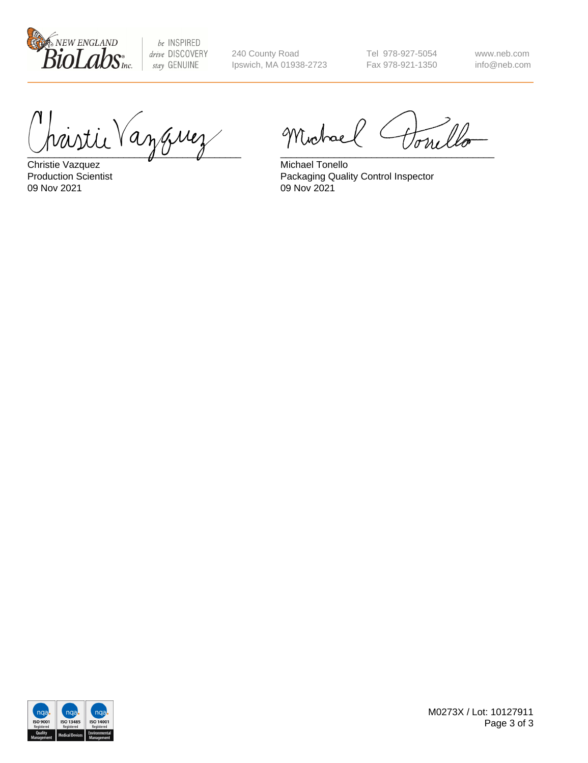Christie Vazquez
Production Scientist
09 Nov 2021

Michael Tonello
Packaging Quality Control Inspector
09 Nov 2021

M0273X / Lot: 10127911